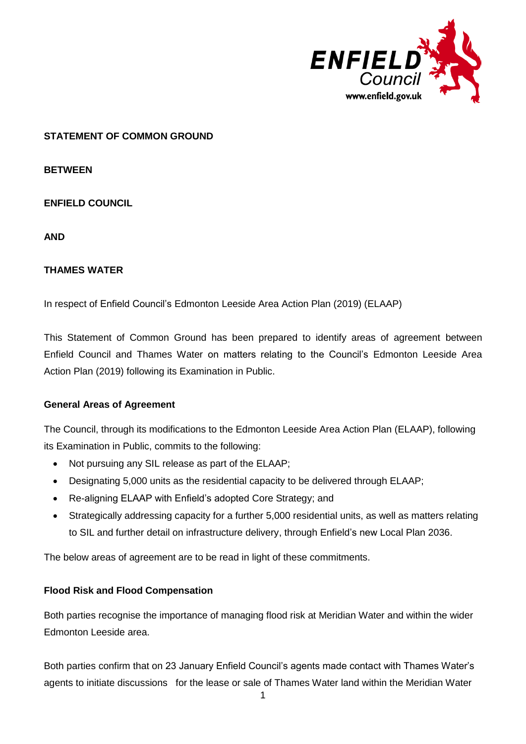**STATEMENT OF COMMON GROUND**

**BETWEEN**

**ENFIELD COUNCIL**

**AND**

**THAMES WATER**

In respect of Enfield Council's Edmonton Leeside Area Action Plan (2019) (ELAAP)

This Statement of Common Ground has been prepared to identify areas of agreement between Enfield Council and Thames Water on matters relating to the Council's Edmonton Leeside Area Action Plan (2019) following its Examination in Public.

**General Areas of Agreement**

The Council, through its modifications to the Edmonton Leeside Area Action Plan (ELAAP), following its Examination in Public, commits to the following:

- Not pursuing any SIL release as part of the ELAAP;
- Designating 5,000 units as the residential capacity to be delivered through ELAAP;
- Re-aligning ELAAP with Enfield's adopted Core Strategy; and
- Strategically addressing capacity for a further 5,000 residential units, as well as matters relating to SIL and further detail on infrastructure delivery, through Enfield's new Local Plan 2036.

The below areas of agreement are to be read in light of these commitments.

**Flood Risk and Flood Compensation**

Both parties recognise the importance of managing flood risk at Meridian Water and within the wider Edmonton Leeside area.

Both parties confirm that on 23 January Enfield Council's agents made contact with Thames Water's agents to initiate discussions for the lease or sale of Thames Water land within the Meridian Water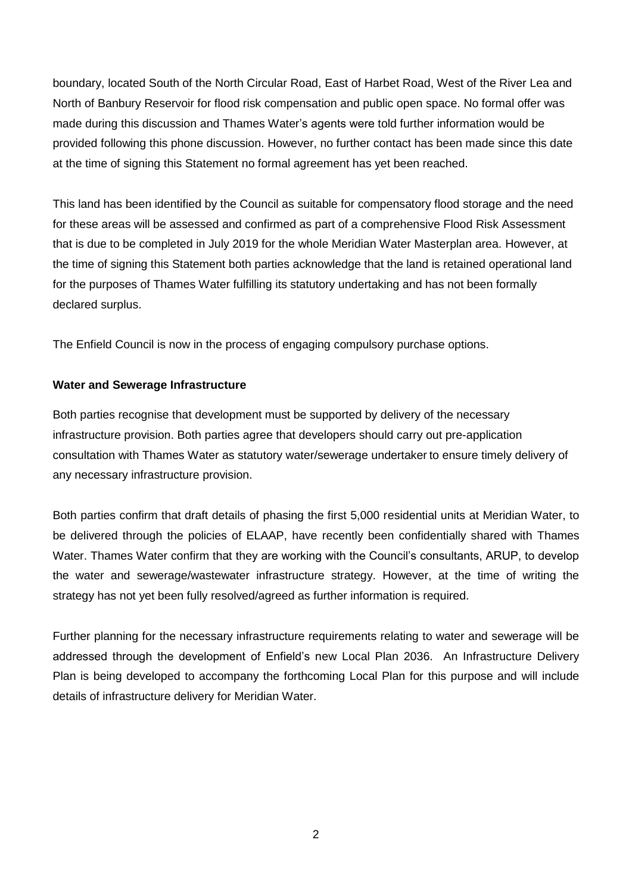boundary, located South of the North Circular Road, East of Harbet Road, West of the River Lea and North of Banbury Reservoir for flood risk compensation and public open space. No formal offer was made during this discussion and Thames Water's agents were told further information would be provided following this phone discussion. However, no further contact has been made since this date at the time of signing this Statement no formal agreement has yet been reached.

This land has been identified by the Council as suitable for compensatory flood storage and the need for these areas will be assessed and confirmed as part of a comprehensive Flood Risk Assessment that is due to be completed in July 2019 for the whole Meridian Water Masterplan area. However, at the time of signing this Statement both parties acknowledge that the land is retained operational land for the purposes of Thames Water fulfilling its statutory undertaking and has not been formally declared surplus.

The Enfield Council is now in the process of engaging compulsory purchase options.

**Water and Sewerage Infrastructure**

Both parties recognise that development must be supported by delivery of the necessary infrastructure provision. Both parties agree that developers should carry out pre-application consultation with Thames Water as statutory water/sewerage undertaker to ensure timely delivery of any necessary infrastructure provision.

Both parties confirm that draft details of phasing the first 5,000 residential units at Meridian Water, to be delivered through the policies of ELAAP, have recently been confidentially shared with Thames Water. Thames Water confirm that they are working with the Council's consultants, ARUP, to develop the water and sewerage/wastewater infrastructure strategy. However, at the time of writing the strategy has not yet been fully resolved/agreed as further information is required.

Further planning for the necessary infrastructure requirements relating to water and sewerage will be addressed through the development of Enfield's new Local Plan 2036. An Infrastructure Delivery Plan is being developed to accompany the forthcoming Local Plan for this purpose and will include details of infrastructure delivery for Meridian Water.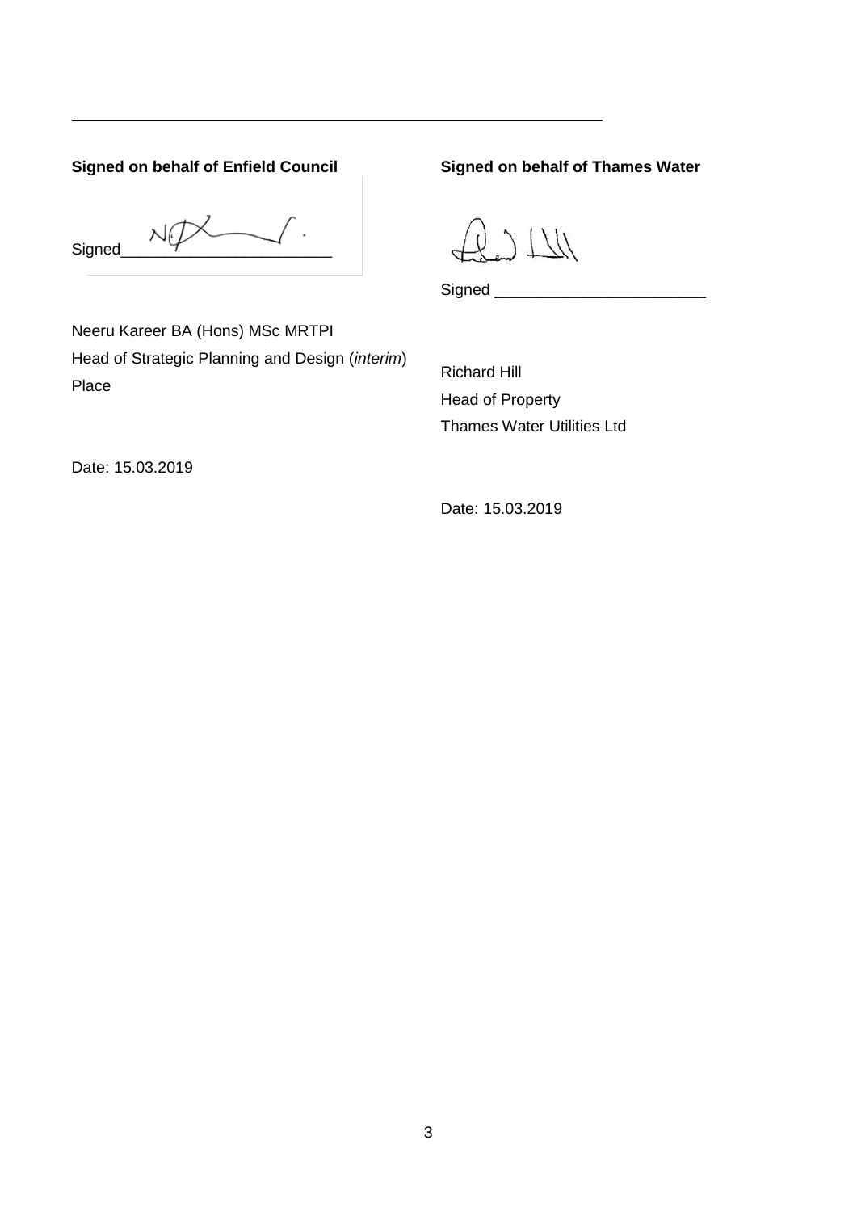---

**Signed on behalf of Enfield Council**

Signed________________________

Neeru Kareer BA (Hons) MSc MRTPI
Head of Strategic Planning and Design (*interim*)
Place

Date: 15.03.2019

**Signed on behalf of Thames Water**

Signed ________________________

Richard Hill
Head of Property
Thames Water Utilities Ltd

Date: 15.03.2019